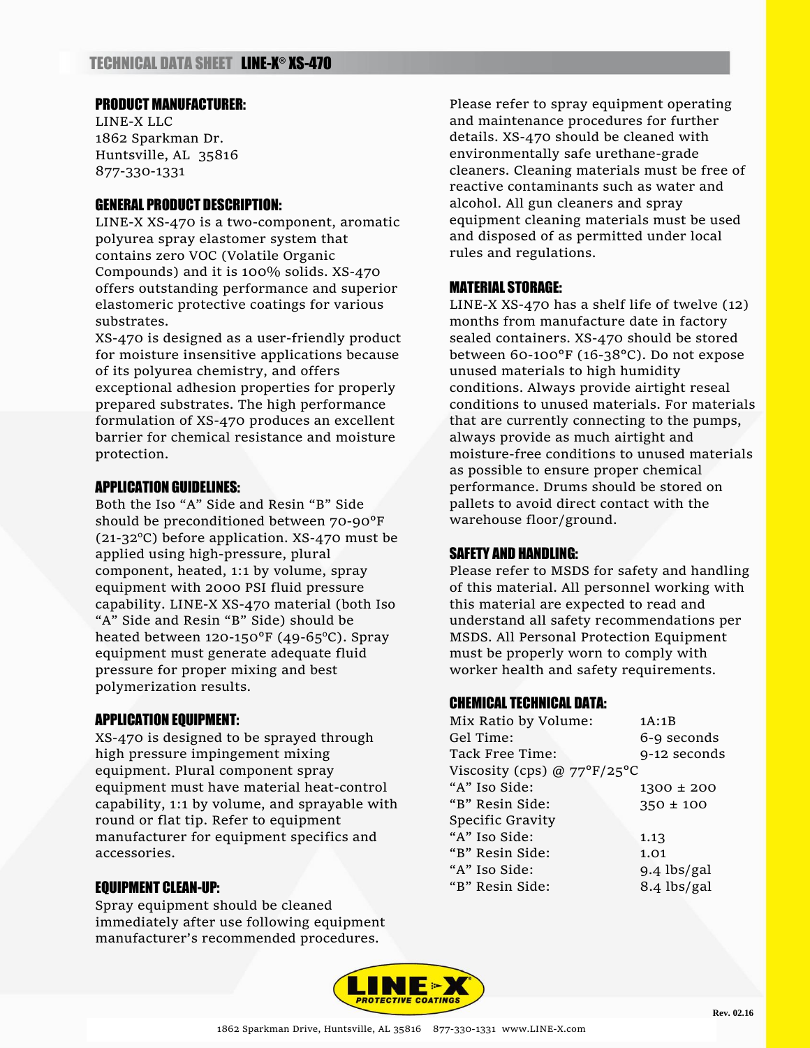# TECHNICAL DATA SHEET LINE-X® XS-470

## PRODUCT MANUFACTURER:

LINE-X LLC
1862 Sparkman Dr.
Huntsville, AL 35816
877-330-1331

## GENERAL PRODUCT DESCRIPTION:

LINE-X XS-470 is a two-component, aromatic polyurea spray elastomer system that contains zero VOC (Volatile Organic Compounds) and it is 100% solids. XS-470 offers outstanding performance and superior elastomeric protective coatings for various substrates.

XS-470 is designed as a user-friendly product for moisture insensitive applications because of its polyurea chemistry, and offers exceptional adhesion properties for properly prepared substrates. The high performance formulation of XS-470 produces an excellent barrier for chemical resistance and moisture protection.

## APPLICATION GUIDELINES:

Both the Iso "A" Side and Resin "B" Side should be preconditioned between 70-90°F (21-32°C) before application. XS-470 must be applied using high-pressure, plural component, heated, 1:1 by volume, spray equipment with 2000 PSI fluid pressure capability. LINE-X XS-470 material (both Iso "A" Side and Resin "B" Side) should be heated between 120-150°F (49-65°C). Spray equipment must generate adequate fluid pressure for proper mixing and best polymerization results.

## APPLICATION EQUIPMENT:

XS-470 is designed to be sprayed through high pressure impingement mixing equipment. Plural component spray equipment must have material heat-control capability, 1:1 by volume, and sprayable with round or flat tip. Refer to equipment manufacturer for equipment specifics and accessories.

## EQUIPMENT CLEAN-UP:

Spray equipment should be cleaned immediately after use following equipment manufacturer's recommended procedures. Please refer to spray equipment operating and maintenance procedures for further details. XS-470 should be cleaned with environmentally safe urethane-grade cleaners. Cleaning materials must be free of reactive contaminants such as water and alcohol. All gun cleaners and spray equipment cleaning materials must be used and disposed of as permitted under local rules and regulations.

## MATERIAL STORAGE:

LINE-X XS-470 has a shelf life of twelve (12) months from manufacture date in factory sealed containers. XS-470 should be stored between 60-100°F (16-38°C). Do not expose unused materials to high humidity conditions. Always provide airtight reseal conditions to unused materials. For materials that are currently connecting to the pumps, always provide as much airtight and moisture-free conditions to unused materials as possible to ensure proper chemical performance. Drums should be stored on pallets to avoid direct contact with the warehouse floor/ground.

## SAFETY AND HANDLING:

Please refer to MSDS for safety and handling of this material. All personnel working with this material are expected to read and understand all safety recommendations per MSDS. All Personal Protection Equipment must be properly worn to comply with worker health and safety requirements.

## CHEMICAL TECHNICAL DATA:

| | |
|---|---|
| Mix Ratio by Volume: | 1A:1B |
| Gel Time: | 6-9 seconds |
| Tack Free Time: | 9-12 seconds |
| Viscosity (cps) @ 77°F/25°C | |
| "A" Iso Side: | 1300 ± 200 |
| "B" Resin Side: | 350 ± 100 |
| Specific Gravity | |
| "A" Iso Side: | 1.13 |
| "B" Resin Side: | 1.01 |
| "A" Iso Side: | 9.4 lbs/gal |
| "B" Resin Side: | 8.4 lbs/gal |

LINE-X PROTECTIVE COATINGS

Rev. 02.16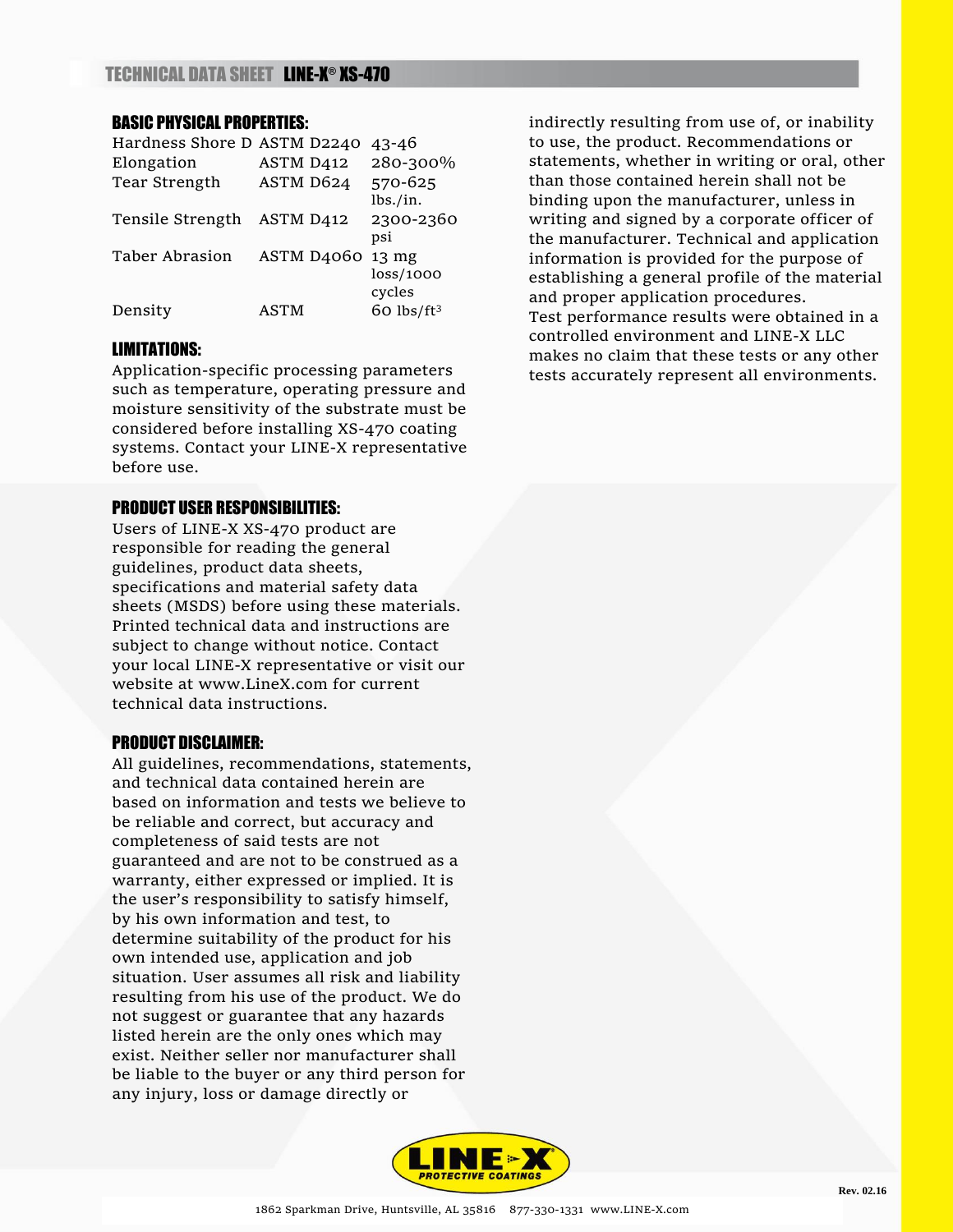## BASIC PHYSICAL PROPERTIES:

| | | |
|---|---|---|
| Hardness Shore D | ASTM D2240 | 43-46 |
| Elongation | ASTM D412 | 280-300% |
| Tear Strength | ASTM D624 | 570-625 lbs./in. |
| Tensile Strength | ASTM D412 | 2300-2360 psi |
| Taber Abrasion | ASTM D4060 | 13 mg loss/1000 cycles |
| Density | ASTM | 60 lbs/ft$^3$ |

## LIMITATIONS:

Application-specific processing parameters such as temperature, operating pressure and moisture sensitivity of the substrate must be considered before installing XS-470 coating systems. Contact your LINE-X representative before use.

## PRODUCT USER RESPONSIBILITIES:

Users of LINE-X XS-470 product are responsible for reading the general guidelines, product data sheets, specifications and material safety data sheets (MSDS) before using these materials. Printed technical data and instructions are subject to change without notice. Contact your local LINE-X representative or visit our website at www.LineX.com for current technical data instructions.

## PRODUCT DISCLAIMER:

All guidelines, recommendations, statements, and technical data contained herein are based on information and tests we believe to be reliable and correct, but accuracy and completeness of said tests are not guaranteed and are not to be construed as a warranty, either expressed or implied. It is the user's responsibility to satisfy himself, by his own information and test, to determine suitability of the product for his own intended use, application and job situation. User assumes all risk and liability resulting from his use of the product. We do not suggest or guarantee that any hazards listed herein are the only ones which may exist. Neither seller nor manufacturer shall be liable to the buyer or any third person for any injury, loss or damage directly or indirectly resulting from use of, or inability to use, the product. Recommendations or statements, whether in writing or oral, other than those contained herein shall not be binding upon the manufacturer, unless in writing and signed by a corporate officer of the manufacturer. Technical and application information is provided for the purpose of establishing a general profile of the material and proper application procedures.
Test performance results were obtained in a controlled environment and LINE-X LLC makes no claim that these tests or any other tests accurately represent all environments.

LINE-X PROTECTIVE COATINGS

Rev. 02.16

1862 Sparkman Drive, Huntsville, AL 35816 877-330-1331 www.LINE-X.com